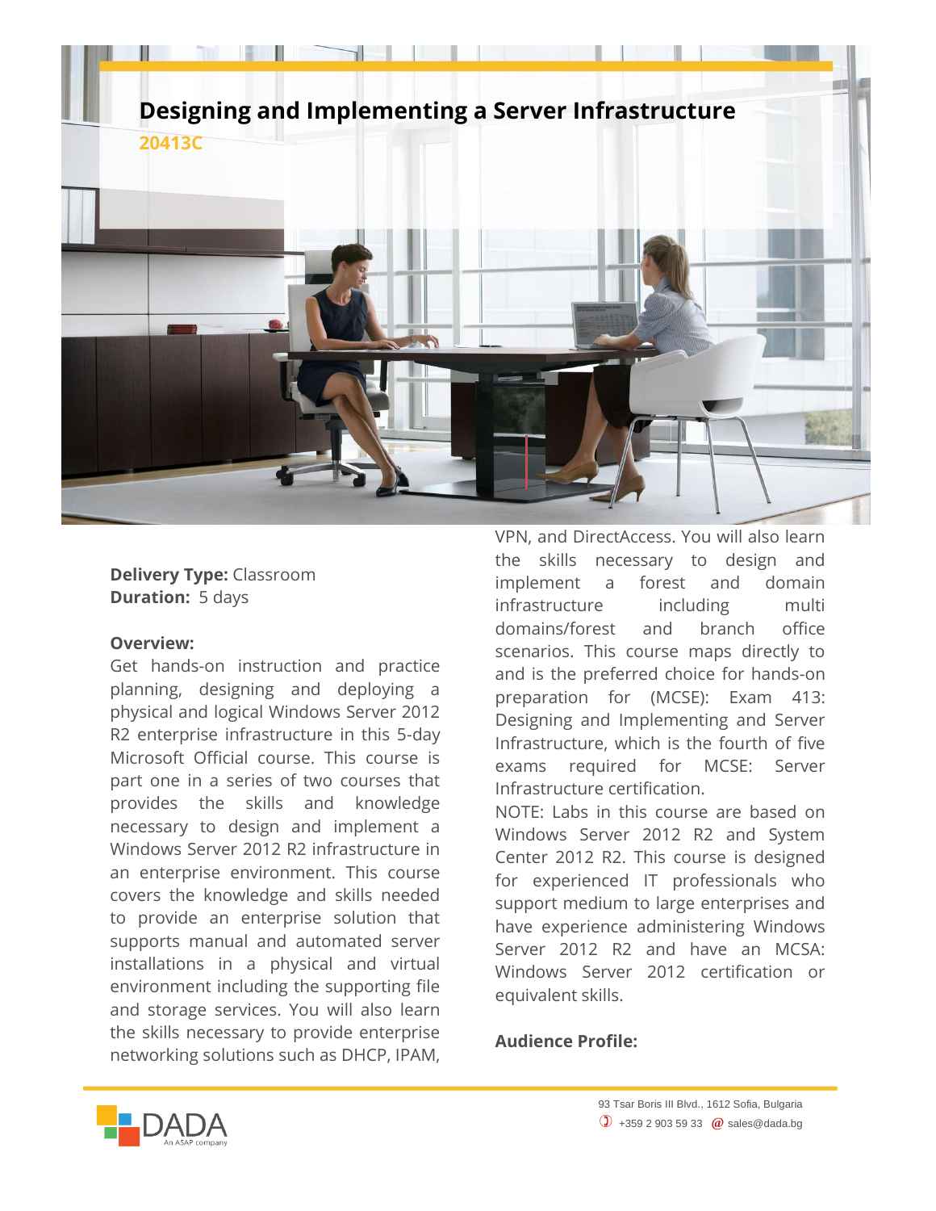# Designing and Implementing a Server Infrastructure

**20413C**

**Delivery Type:** Classroom
**Duration:** 5 days

**Overview:**

Get hands-on instruction and practice planning, designing and deploying a physical and logical Windows Server 2012 R2 enterprise infrastructure in this 5-day Microsoft Official course. This course is part one in a series of two courses that provides the skills and knowledge necessary to design and implement a Windows Server 2012 R2 infrastructure in an enterprise environment. This course covers the knowledge and skills needed to provide an enterprise solution that supports manual and automated server installations in a physical and virtual environment including the supporting file and storage services. You will also learn the skills necessary to provide enterprise networking solutions such as DHCP, IPAM, VPN, and DirectAccess. You will also learn the skills necessary to design and implement a forest and domain infrastructure including multi domains/forest and branch office scenarios. This course maps directly to and is the preferred choice for hands-on preparation for (MCSE): Exam 413: Designing and Implementing and Server Infrastructure, which is the fourth of five exams required for MCSE: Server Infrastructure certification.

NOTE: Labs in this course are based on Windows Server 2012 R2 and System Center 2012 R2. This course is designed for experienced IT professionals who support medium to large enterprises and have experience administering Windows Server 2012 R2 and have an MCSA: Windows Server 2012 certification or equivalent skills.

**Audience Profile:**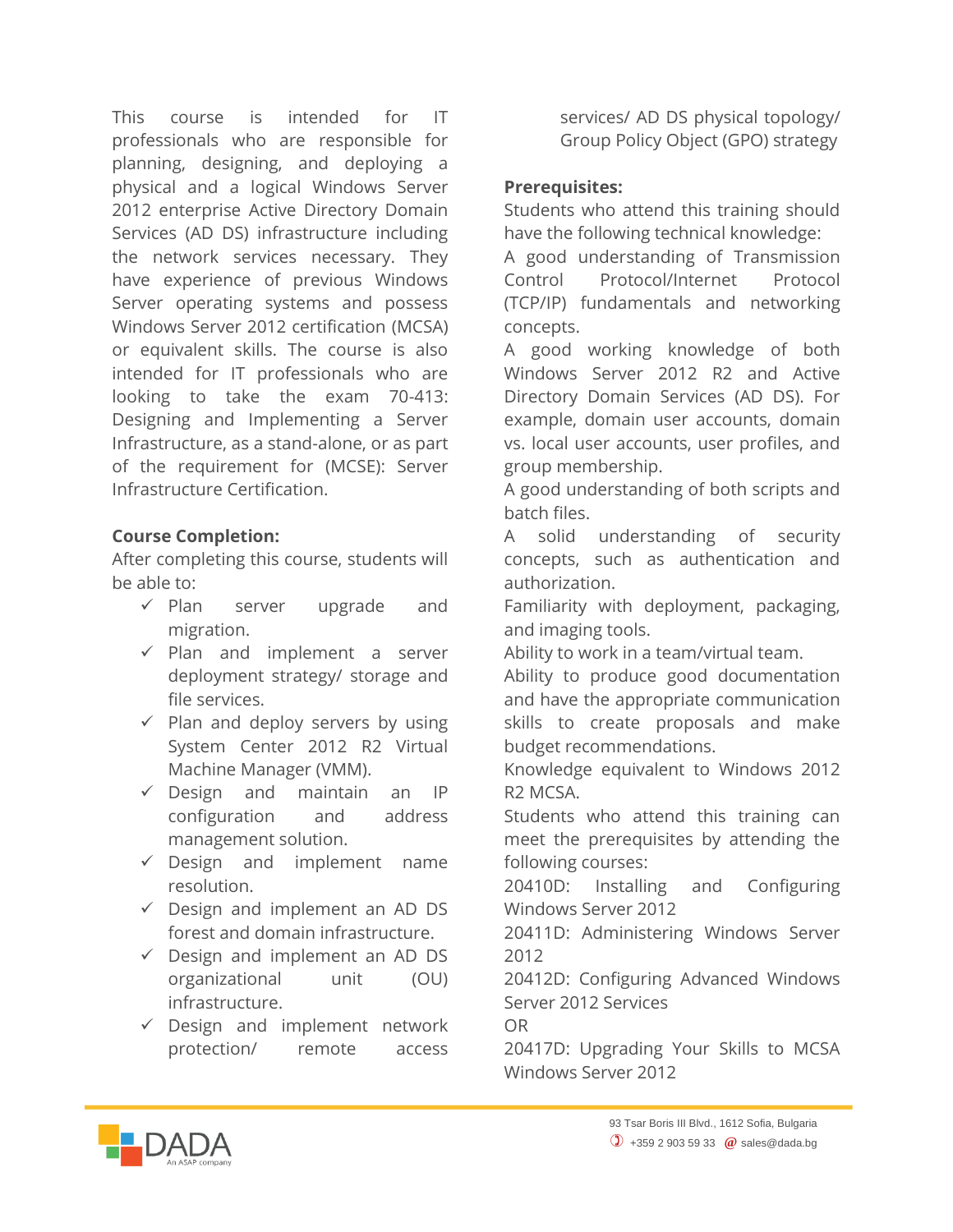This course is intended for IT professionals who are responsible for planning, designing, and deploying a physical and a logical Windows Server 2012 enterprise Active Directory Domain Services (AD DS) infrastructure including the network services necessary. They have experience of previous Windows Server operating systems and possess Windows Server 2012 certification (MCSA) or equivalent skills. The course is also intended for IT professionals who are looking to take the exam 70-413: Designing and Implementing a Server Infrastructure, as a stand-alone, or as part of the requirement for (MCSE): Server Infrastructure Certification.

**Course Completion:**

After completing this course, students will be able to:

- ✓ Plan server upgrade and migration.
- ✓ Plan and implement a server deployment strategy/ storage and file services.
- ✓ Plan and deploy servers by using System Center 2012 R2 Virtual Machine Manager (VMM).
- ✓ Design and maintain an IP configuration and address management solution.
- ✓ Design and implement name resolution.
- ✓ Design and implement an AD DS forest and domain infrastructure.
- ✓ Design and implement an AD DS organizational unit (OU) infrastructure.
- ✓ Design and implement network protection/ remote access services/ AD DS physical topology/ Group Policy Object (GPO) strategy

**Prerequisites:**

Students who attend this training should have the following technical knowledge:

A good understanding of Transmission Control Protocol/Internet Protocol (TCP/IP) fundamentals and networking concepts.

A good working knowledge of both Windows Server 2012 R2 and Active Directory Domain Services (AD DS). For example, domain user accounts, domain vs. local user accounts, user profiles, and group membership.

A good understanding of both scripts and batch files.

A solid understanding of security concepts, such as authentication and authorization.

Familiarity with deployment, packaging, and imaging tools.

Ability to work in a team/virtual team.

Ability to produce good documentation and have the appropriate communication skills to create proposals and make budget recommendations.

Knowledge equivalent to Windows 2012 R2 MCSA.

Students who attend this training can meet the prerequisites by attending the following courses:

20410D: Installing and Configuring Windows Server 2012

20411D: Administering Windows Server 2012

20412D: Configuring Advanced Windows Server 2012 Services

OR

20417D: Upgrading Your Skills to MCSA Windows Server 2012

DADA An ASAP company

93 Tsar Boris III Blvd., 1612 Sofia, Bulgaria

+359 2 903 59 33 sales@dada.bg